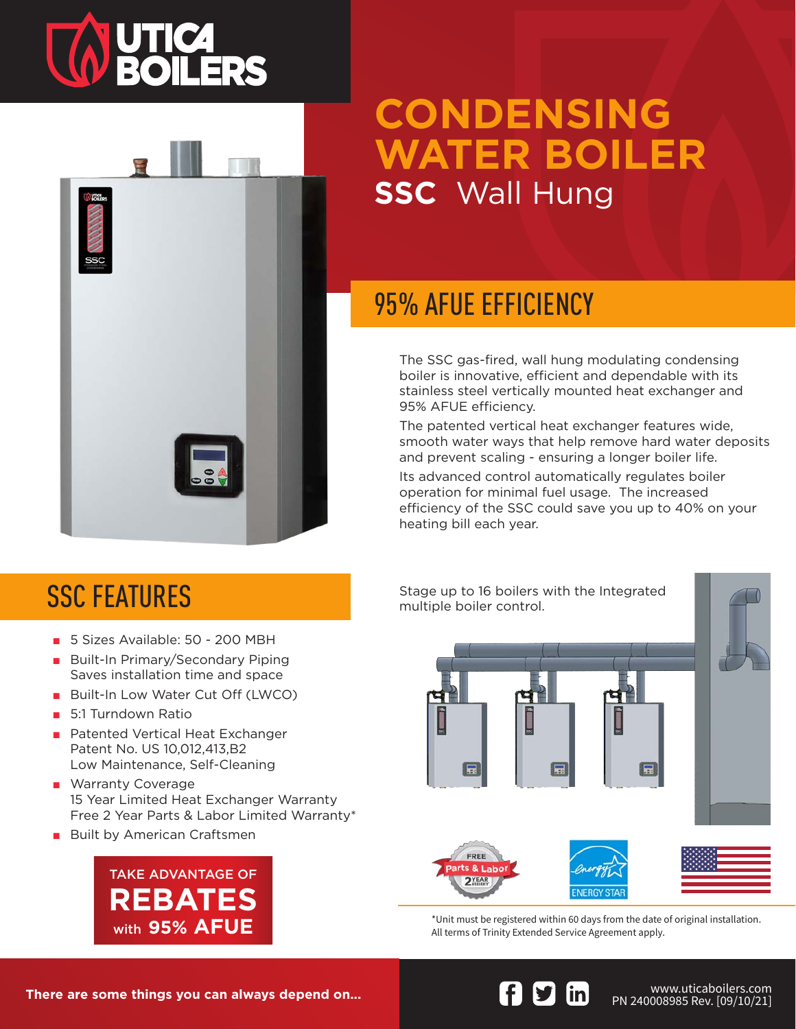# CONDENSING WATER BOILER

## SSC Wall Hung

## 95% AFUE EFFICIENCY

The SSC gas-fired, wall hung modulating condensing boiler is innovative, efficient and dependable with its stainless steel vertically mounted heat exchanger and 95% AFUE efficiency.

The patented vertical heat exchanger features wide, smooth water ways that help remove hard water deposits and prevent scaling - ensuring a longer boiler life.

Its advanced control automatically regulates boiler operation for minimal fuel usage. The increased efficiency of the SSC could save you up to 40% on your heating bill each year.

## SSC FEATURES

- 5 Sizes Available: 50 - 200 MBH
- Built-In Primary/Secondary Piping
  Saves installation time and space
- Built-In Low Water Cut Off (LWCO)
- 5:1 Turndown Ratio
- Patented Vertical Heat Exchanger
  Patent No. US 10,012,413,B2
  Low Maintenance, Self-Cleaning
- Warranty Coverage
  15 Year Limited Heat Exchanger Warranty
  Free 2 Year Parts & Labor Limited Warranty*
- Built by American Craftsmen

**TAKE ADVANTAGE OF REBATES with 95% AFUE**

Stage up to 16 boilers with the Integrated multiple boiler control.

FREE Parts & Labor 2 YEAR

ENERGY STAR

*Unit must be registered within 60 days from the date of original installation. All terms of Trinity Extended Service Agreement apply.

**There are some things you can always depend on...**

www.uticaboilers.com
PN 240008985 Rev. [09/10/21]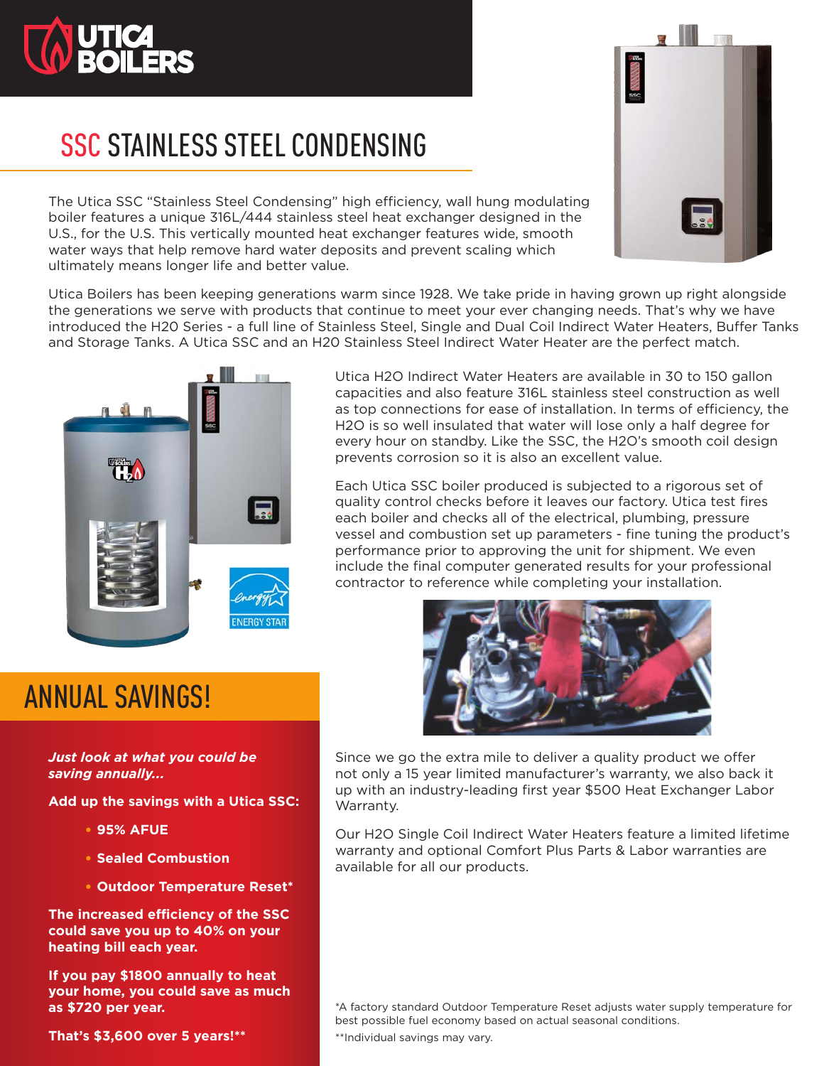# SSC STAINLESS STEEL CONDENSING

The Utica SSC "Stainless Steel Condensing" high efficiency, wall hung modulating boiler features a unique 316L/444 stainless steel heat exchanger designed in the U.S., for the U.S. This vertically mounted heat exchanger features wide, smooth water ways that help remove hard water deposits and prevent scaling which ultimately means longer life and better value.

Utica Boilers has been keeping generations warm since 1928. We take pride in having grown up right alongside the generations we serve with products that continue to meet your ever changing needs. That's why we have introduced the H2O Series - a full line of Stainless Steel, Single and Dual Coil Indirect Water Heaters, Buffer Tanks and Storage Tanks. A Utica SSC and an H2O Stainless Steel Indirect Water Heater are the perfect match.

Utica H2O Indirect Water Heaters are available in 30 to 150 gallon capacities and also feature 316L stainless steel construction as well as top connections for ease of installation. In terms of efficiency, the H2O is so well insulated that water will lose only a half degree for every hour on standby. Like the SSC, the H2O's smooth coil design prevents corrosion so it is also an excellent value.

Each Utica SSC boiler produced is subjected to a rigorous set of quality control checks before it leaves our factory. Utica test fires each boiler and checks all of the electrical, plumbing, pressure vessel and combustion set up parameters - fine tuning the product's performance prior to approving the unit for shipment. We even include the final computer generated results for your professional contractor to reference while completing your installation.

Since we go the extra mile to deliver a quality product we offer not only a 15 year limited manufacturer's warranty, we also back it up with an industry-leading first year $500 Heat Exchanger Labor Warranty.

Our H2O Single Coil Indirect Water Heaters feature a limited lifetime warranty and optional Comfort Plus Parts & Labor warranties are available for all our products.

## ANNUAL SAVINGS!

***Just look at what you could be saving annually...***

**Add up the savings with a Utica SSC:**

- **95% AFUE**
- **Sealed Combustion**
- **Outdoor Temperature Reset***

**The increased efficiency of the SSC could save you up to 40% on your heating bill each year.**

**If you pay $1800 annually to heat your home, you could save as much as $720 per year.**

**That's $3,600 over 5 years!****

*A factory standard Outdoor Temperature Reset adjusts water supply temperature for best possible fuel economy based on actual seasonal conditions.

**Individual savings may vary.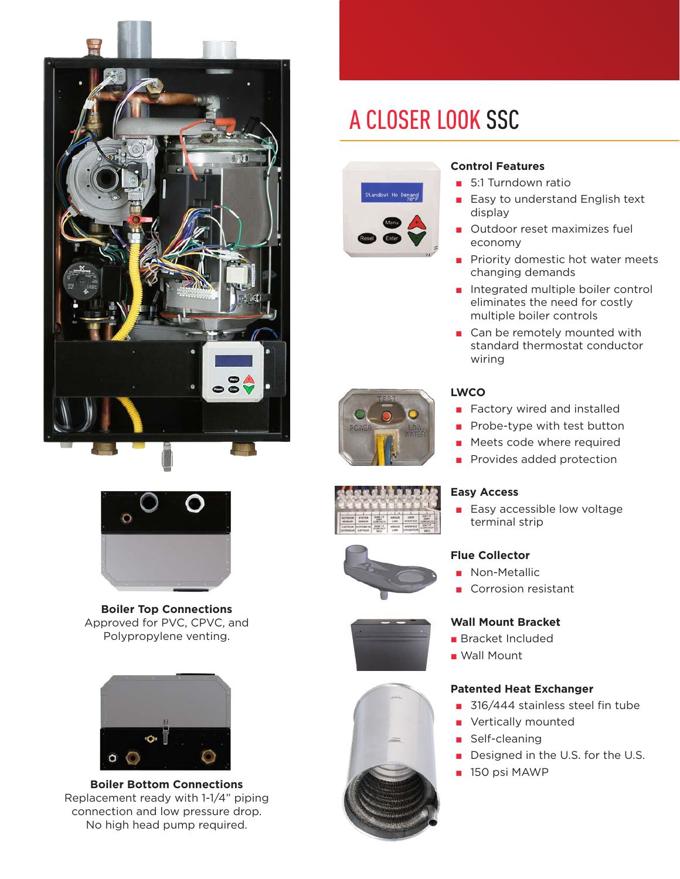# A CLOSER LOOK SSC

**Boiler Top Connections**
Approved for PVC, CPVC, and Polypropylene venting.

**Boiler Bottom Connections**
Replacement ready with 1-1/4" piping connection and low pressure drop. No high head pump required.

### Control Features

- 5:1 Turndown ratio
- Easy to understand English text display
- Outdoor reset maximizes fuel economy
- Priority domestic hot water meets changing demands
- Integrated multiple boiler control eliminates the need for costly multiple boiler controls
- Can be remotely mounted with standard thermostat conductor wiring

### LWCO

- Factory wired and installed
- Probe-type with test button
- Meets code where required
- Provides added protection

### Easy Access

- Easy accessible low voltage terminal strip

### Flue Collector

- Non-Metallic
- Corrosion resistant

### Wall Mount Bracket

- Bracket Included
- Wall Mount

### Patented Heat Exchanger

- 316/444 stainless steel fin tube
- Vertically mounted
- Self-cleaning
- Designed in the U.S. for the U.S.
- 150 psi MAWP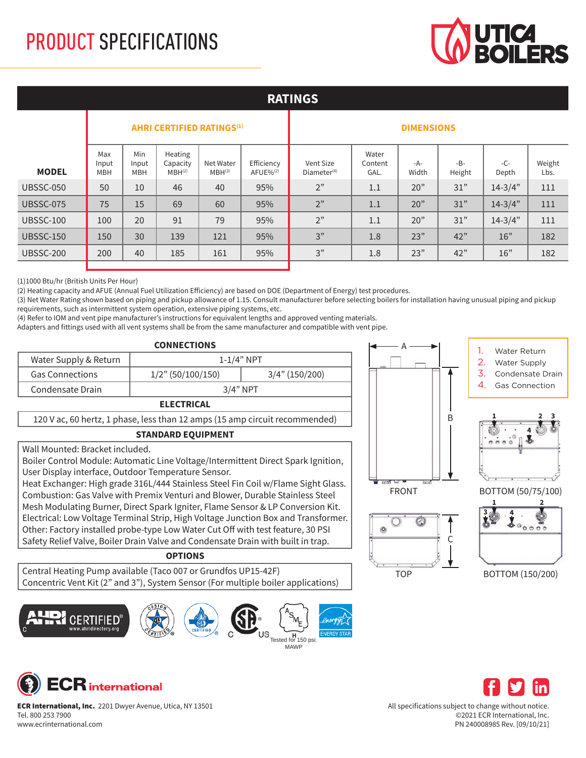# PRODUCT SPECIFICATIONS

UTICA BOILERS

## RATINGS

| MODEL | AHRI CERTIFIED RATINGS[1] | | | | | DIMENSIONS | | | | | |
|---|---|---|---|---|---|---|---|---|---|---|---|
| | Max Input MBH | Min Input MBH | Heating Capacity MBH[2] | Net Water MBH[3] | Efficiency AFUE%[2] | Vent Size Diameter[4] | Water Content GAL. | -A- Width | -B- Height | -C- Depth | Weight Lbs. |
| UBSSC-050 | 50 | 10 | 46 | 40 | 95% | 2” | 1.1 | 20” | 31” | 14-3/4” | 111 |
| UBSSC-075 | 75 | 15 | 69 | 60 | 95% | 2” | 1.1 | 20” | 31” | 14-3/4” | 111 |
| UBSSC-100 | 100 | 20 | 91 | 79 | 95% | 2” | 1.1 | 20” | 31” | 14-3/4” | 111 |
| UBSSC-150 | 150 | 30 | 139 | 121 | 95% | 3” | 1.8 | 23” | 42” | 16” | 182 |
| UBSSC-200 | 200 | 40 | 185 | 161 | 95% | 3” | 1.8 | 23” | 42” | 16” | 182 |

(1)1000 Btu/hr (British Units Per Hour)
(2) Heating capacity and AFUE (Annual Fuel Utilization Efficiency) are based on DOE (Department of Energy) test procedures.
(3) Net Water Rating shown based on piping and pickup allowance of 1.15. Consult manufacturer before selecting boilers for installation having unusual piping and pickup requirements, such as intermittent system operation, extensive piping systems, etc.
(4) Refer to IOM and vent pipe manufacturer's instructions for equivalent lengths and approved venting materials.
Adapters and fittings used with all vent systems shall be from the same manufacturer and compatible with vent pipe.

### CONNECTIONS

| | | |
|---|---|---|
| Water Supply & Return | 1-1/4” NPT | |
| Gas Connections | 1/2” (50/100/150) | 3/4” (150/200) |
| Condensate Drain | 3/4” NPT | |

### ELECTRICAL

120 V ac, 60 hertz, 1 phase, less than 12 amps (15 amp circuit recommended)

### STANDARD EQUIPMENT

Wall Mounted: Bracket included.
Boiler Control Module: Automatic Line Voltage/Intermittent Direct Spark Ignition, User Display interface, Outdoor Temperature Sensor.
Heat Exchanger: High grade 316L/444 Stainless Steel Fin Coil w/Flame Sight Glass.
Combustion: Gas Valve with Premix Venturi and Blower, Durable Stainless Steel Mesh Modulating Burner, Direct Spark Igniter, Flame Sensor & LP Conversion Kit.
Electrical: Low Voltage Terminal Strip, High Voltage Junction Box and Transformer.
Other: Factory installed probe-type Low Water Cut Off with test feature, 30 PSI Safety Relief Valve, Boiler Drain Valve and Condensate Drain with built in trap.

### OPTIONS

Central Heating Pump available (Taco 007 or Grundfos UP15-42F)
Concentric Vent Kit (2” and 3”), System Sensor (For multiple boiler applications)

A
B
C
FRONT
TOP
BOTTOM (50/75/100)
BOTTOM (150/200)

1. Water Return
2. Water Supply
3. Condensate Drain
4. Gas Connection

AHRI CERTIFIED® www.ahridirectory.org

Tested for 150 psi. MAWP

ENERGY STAR

ECR international

**ECR International, Inc.** 2201 Dwyer Avenue, Utica, NY 13501
Tel. 800 253 7900
www.ecrinternational.com

All specifications subject to change without notice.
©2021 ECR International, Inc.
PN 240008985 Rev. [09/10/21]